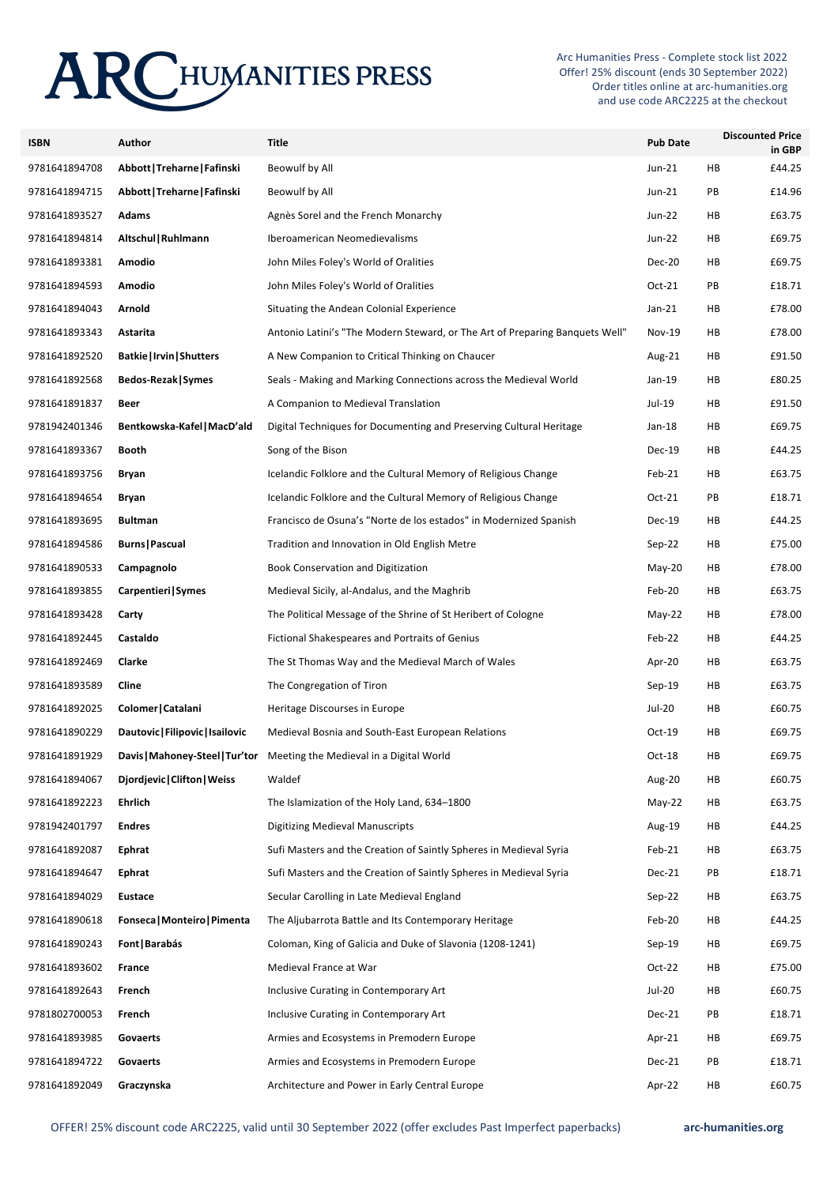# ARC HUMANITIES PRESS

Arc Humanities Press - Complete stock list 2022
Offer! 25% discount (ends 30 September 2022)
Order titles online at arc-humanities.org
and use code ARC2225 at the checkout

| ISBN | Author | Title | Pub Date | | Discounted Price in GBP |
|---|---|---|---|---|---|
| 9781641894708 | **Abbott\|Treharne\|Fafinski** | Beowulf by All | Jun-21 | HB | £44.25 |
| 9781641894715 | **Abbott\|Treharne\|Fafinski** | Beowulf by All | Jun-21 | PB | £14.96 |
| 9781641893527 | **Adams** | Agnès Sorel and the French Monarchy | Jun-22 | HB | £63.75 |
| 9781641894814 | **Altschul\|Ruhlmann** | Iberoamerican Neomedievalisms | Jun-22 | HB | £69.75 |
| 9781641893381 | **Amodio** | John Miles Foley's World of Oralities | Dec-20 | HB | £69.75 |
| 9781641894593 | **Amodio** | John Miles Foley's World of Oralities | Oct-21 | PB | £18.71 |
| 9781641894043 | **Arnold** | Situating the Andean Colonial Experience | Jan-21 | HB | £78.00 |
| 9781641893343 | **Astarita** | Antonio Latini's "The Modern Steward, or The Art of Preparing Banquets Well" | Nov-19 | HB | £78.00 |
| 9781641892520 | **Batkie\|Irvin\|Shutters** | A New Companion to Critical Thinking on Chaucer | Aug-21 | HB | £91.50 |
| 9781641892568 | **Bedos-Rezak\|Symes** | Seals - Making and Marking Connections across the Medieval World | Jan-19 | HB | £80.25 |
| 9781641891837 | **Beer** | A Companion to Medieval Translation | Jul-19 | HB | £91.50 |
| 9781942401346 | **Bentkowska-Kafel\|MacD'ald** | Digital Techniques for Documenting and Preserving Cultural Heritage | Jan-18 | HB | £69.75 |
| 9781641893367 | **Booth** | Song of the Bison | Dec-19 | HB | £44.25 |
| 9781641893756 | **Bryan** | Icelandic Folklore and the Cultural Memory of Religious Change | Feb-21 | HB | £63.75 |
| 9781641894654 | **Bryan** | Icelandic Folklore and the Cultural Memory of Religious Change | Oct-21 | PB | £18.71 |
| 9781641893695 | **Bultman** | Francisco de Osuna's "Norte de los estados" in Modernized Spanish | Dec-19 | HB | £44.25 |
| 9781641894586 | **Burns\|Pascual** | Tradition and Innovation in Old English Metre | Sep-22 | HB | £75.00 |
| 9781641890533 | **Campagnolo** | Book Conservation and Digitization | May-20 | HB | £78.00 |
| 9781641893855 | **Carpentieri\|Symes** | Medieval Sicily, al-Andalus, and the Maghrib | Feb-20 | HB | £63.75 |
| 9781641893428 | **Carty** | The Political Message of the Shrine of St Heribert of Cologne | May-22 | HB | £78.00 |
| 9781641892445 | **Castaldo** | Fictional Shakespeares and Portraits of Genius | Feb-22 | HB | £44.25 |
| 9781641892469 | **Clarke** | The St Thomas Way and the Medieval March of Wales | Apr-20 | HB | £63.75 |
| 9781641893589 | **Cline** | The Congregation of Tiron | Sep-19 | HB | £63.75 |
| 9781641892025 | **Colomer\|Catalani** | Heritage Discourses in Europe | Jul-20 | HB | £60.75 |
| 9781641890229 | **Dautovic\|Filipovic\|Isailovic** | Medieval Bosnia and South-East European Relations | Oct-19 | HB | £69.75 |
| 9781641891929 | **Davis\|Mahoney-Steel\|Tur'tor** | Meeting the Medieval in a Digital World | Oct-18 | HB | £69.75 |
| 9781641894067 | **Djordjevic\|Clifton\|Weiss** | Waldef | Aug-20 | HB | £60.75 |
| 9781641892223 | **Ehrlich** | The Islamization of the Holy Land, 634–1800 | May-22 | HB | £63.75 |
| 9781942401797 | **Endres** | Digitizing Medieval Manuscripts | Aug-19 | HB | £44.25 |
| 9781641892087 | **Ephrat** | Sufi Masters and the Creation of Saintly Spheres in Medieval Syria | Feb-21 | HB | £63.75 |
| 9781641894647 | **Ephrat** | Sufi Masters and the Creation of Saintly Spheres in Medieval Syria | Dec-21 | PB | £18.71 |
| 9781641894029 | **Eustace** | Secular Carolling in Late Medieval England | Sep-22 | HB | £63.75 |
| 9781641890618 | **Fonseca\|Monteiro\|Pimenta** | The Aljubarrota Battle and Its Contemporary Heritage | Feb-20 | HB | £44.25 |
| 9781641890243 | **Font\|Barabás** | Coloman, King of Galicia and Duke of Slavonia (1208-1241) | Sep-19 | HB | £69.75 |
| 9781641893602 | **France** | Medieval France at War | Oct-22 | HB | £75.00 |
| 9781641892643 | **French** | Inclusive Curating in Contemporary Art | Jul-20 | HB | £60.75 |
| 9781802700053 | **French** | Inclusive Curating in Contemporary Art | Dec-21 | PB | £18.71 |
| 9781641893985 | **Govaerts** | Armies and Ecosystems in Premodern Europe | Apr-21 | HB | £69.75 |
| 9781641894722 | **Govaerts** | Armies and Ecosystems in Premodern Europe | Dec-21 | PB | £18.71 |
| 9781641892049 | **Graczynska** | Architecture and Power in Early Central Europe | Apr-22 | HB | £60.75 |

OFFER! 25% discount code ARC2225, valid until 30 September 2022 (offer excludes Past Imperfect paperbacks) **arc-humanities.org**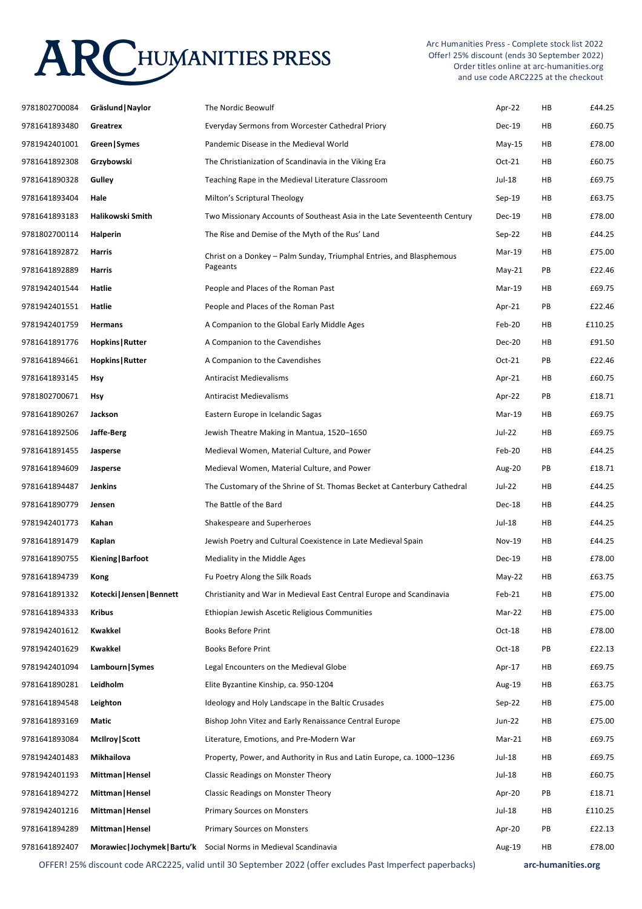| | | | | | |
|---|---|---|---|---|---|
| 9781802700084 | **Gräslund\|Naylor** | The Nordic Beowulf | Apr-22 | HB | £44.25 |
| 9781641893480 | **Greatrex** | Everyday Sermons from Worcester Cathedral Priory | Dec-19 | HB | £60.75 |
| 9781942401001 | **Green\|Symes** | Pandemic Disease in the Medieval World | May-15 | HB | £78.00 |
| 9781641892308 | **Grzybowski** | The Christianization of Scandinavia in the Viking Era | Oct-21 | HB | £60.75 |
| 9781641890328 | **Gulley** | Teaching Rape in the Medieval Literature Classroom | Jul-18 | HB | £69.75 |
| 9781641893404 | **Hale** | Milton's Scriptural Theology | Sep-19 | HB | £63.75 |
| 9781641893183 | **Halikowski Smith** | Two Missionary Accounts of Southeast Asia in the Late Seventeenth Century | Dec-19 | HB | £78.00 |
| 9781802700114 | **Halperin** | The Rise and Demise of the Myth of the Rus' Land | Sep-22 | HB | £44.25 |
| 9781641892872 | **Harris** | Christ on a Donkey – Palm Sunday, Triumphal Entries, and Blasphemous Pageants | Mar-19 | HB | £75.00 |
| 9781641892889 | **Harris** | Christ on a Donkey – Palm Sunday, Triumphal Entries, and Blasphemous Pageants | May-21 | PB | £22.46 |
| 9781942401544 | **Hatlie** | People and Places of the Roman Past | Mar-19 | HB | £69.75 |
| 9781942401551 | **Hatlie** | People and Places of the Roman Past | Apr-21 | PB | £22.46 |
| 9781942401759 | **Hermans** | A Companion to the Global Early Middle Ages | Feb-20 | HB | £110.25 |
| 9781641891776 | **Hopkins\|Rutter** | A Companion to the Cavendishes | Dec-20 | HB | £91.50 |
| 9781641894661 | **Hopkins\|Rutter** | A Companion to the Cavendishes | Oct-21 | PB | £22.46 |
| 9781641893145 | **Hsy** | Antiracist Medievalisms | Apr-21 | HB | £60.75 |
| 9781802700671 | **Hsy** | Antiracist Medievalisms | Apr-22 | PB | £18.71 |
| 9781641890267 | **Jackson** | Eastern Europe in Icelandic Sagas | Mar-19 | HB | £69.75 |
| 9781641892506 | **Jaffe-Berg** | Jewish Theatre Making in Mantua, 1520–1650 | Jul-22 | HB | £69.75 |
| 9781641891455 | **Jasperse** | Medieval Women, Material Culture, and Power | Feb-20 | HB | £44.25 |
| 9781641894609 | **Jasperse** | Medieval Women, Material Culture, and Power | Aug-20 | PB | £18.71 |
| 9781641894487 | **Jenkins** | The Customary of the Shrine of St. Thomas Becket at Canterbury Cathedral | Jul-22 | HB | £44.25 |
| 9781641890779 | **Jensen** | The Battle of the Bard | Dec-18 | HB | £44.25 |
| 9781942401773 | **Kahan** | Shakespeare and Superheroes | Jul-18 | HB | £44.25 |
| 9781641891479 | **Kaplan** | Jewish Poetry and Cultural Coexistence in Late Medieval Spain | Nov-19 | HB | £44.25 |
| 9781641890755 | **Kiening\|Barfoot** | Mediality in the Middle Ages | Dec-19 | HB | £78.00 |
| 9781641894739 | **Kong** | Fu Poetry Along the Silk Roads | May-22 | HB | £63.75 |
| 9781641891332 | **Kotecki\|Jensen\|Bennett** | Christianity and War in Medieval East Central Europe and Scandinavia | Feb-21 | HB | £75.00 |
| 9781641894333 | **Kribus** | Ethiopian Jewish Ascetic Religious Communities | Mar-22 | HB | £75.00 |
| 9781942401612 | **Kwakkel** | Books Before Print | Oct-18 | HB | £78.00 |
| 9781942401629 | **Kwakkel** | Books Before Print | Oct-18 | PB | £22.13 |
| 9781942401094 | **Lambourn\|Symes** | Legal Encounters on the Medieval Globe | Apr-17 | HB | £69.75 |
| 9781641890281 | **Leidholm** | Elite Byzantine Kinship, ca. 950-1204 | Aug-19 | HB | £63.75 |
| 9781641894548 | **Leighton** | Ideology and Holy Landscape in the Baltic Crusades | Sep-22 | HB | £75.00 |
| 9781641893169 | **Matic** | Bishop John Vitez and Early Renaissance Central Europe | Jun-22 | HB | £75.00 |
| 9781641893084 | **McIlroy\|Scott** | Literature, Emotions, and Pre-Modern War | Mar-21 | HB | £69.75 |
| 9781942401483 | **Mikhailova** | Property, Power, and Authority in Rus and Latin Europe, ca. 1000–1236 | Jul-18 | HB | £69.75 |
| 9781942401193 | **Mittman\|Hensel** | Classic Readings on Monster Theory | Jul-18 | HB | £60.75 |
| 9781641894272 | **Mittman\|Hensel** | Classic Readings on Monster Theory | Apr-20 | PB | £18.71 |
| 9781942401216 | **Mittman\|Hensel** | Primary Sources on Monsters | Jul-18 | HB | £110.25 |
| 9781641894289 | **Mittman\|Hensel** | Primary Sources on Monsters | Apr-20 | PB | £22.13 |
| 9781641892407 | **Morawiec\|Jochymek\|Bartu'k** | Social Norms in Medieval Scandinavia | Aug-19 | HB | £78.00 |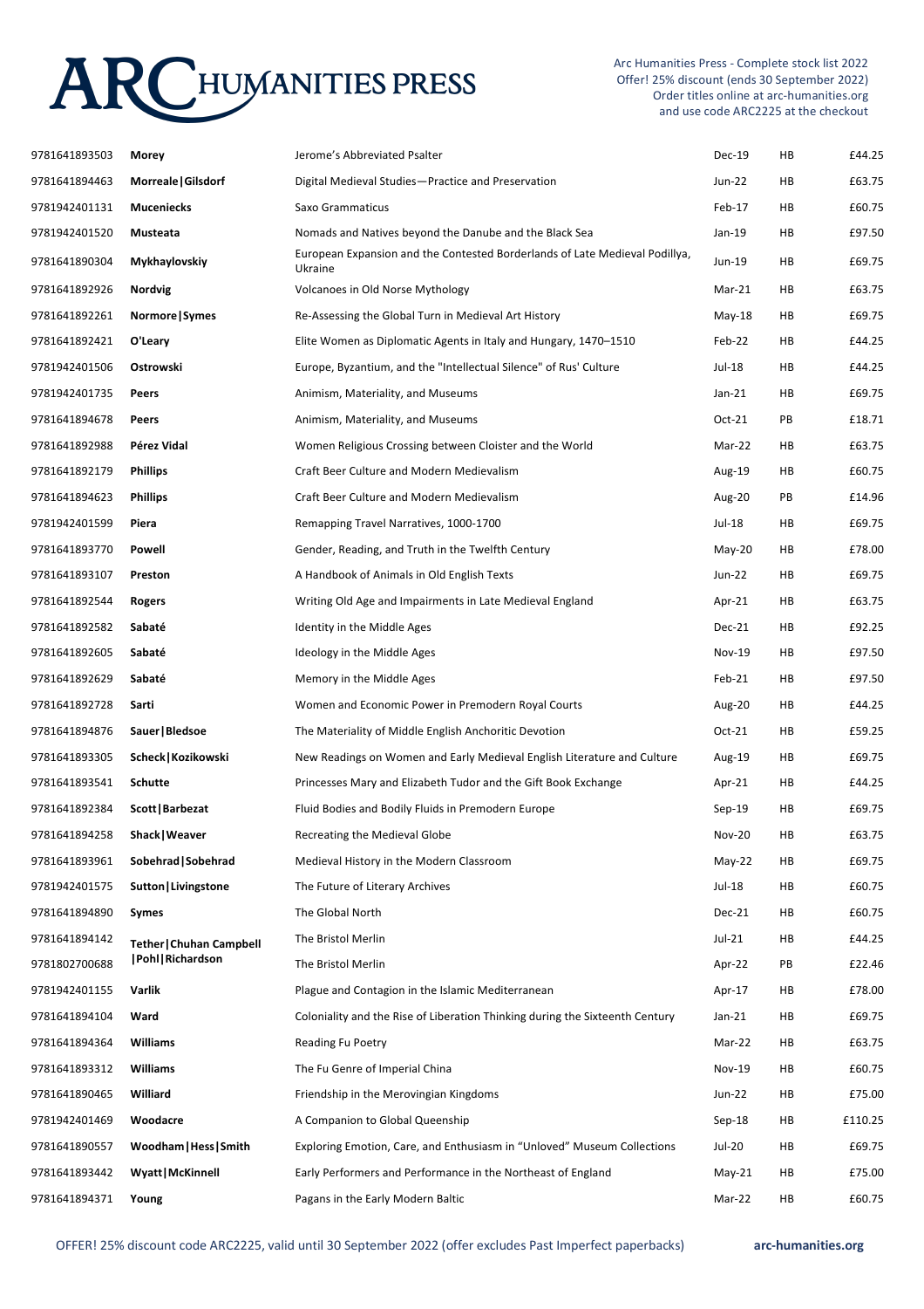| 9781641893503 | **Morey** | Jerome's Abbreviated Psalter | Dec-19 | HB | £44.25 |
|---|---|---|---|---|---|
| 9781641894463 | **Morreale\|Gilsdorf** | Digital Medieval Studies—Practice and Preservation | Jun-22 | HB | £63.75 |
| 9781942401131 | **Muceniecks** | Saxo Grammaticus | Feb-17 | HB | £60.75 |
| 9781942401520 | **Musteata** | Nomads and Natives beyond the Danube and the Black Sea | Jan-19 | HB | £97.50 |
| 9781641890304 | **Mykhaylovskiy** | European Expansion and the Contested Borderlands of Late Medieval Podillya, Ukraine | Jun-19 | HB | £69.75 |
| 9781641892926 | **Nordvig** | Volcanoes in Old Norse Mythology | Mar-21 | HB | £63.75 |
| 9781641892261 | **Normore\|Symes** | Re-Assessing the Global Turn in Medieval Art History | May-18 | HB | £69.75 |
| 9781641892421 | **O'Leary** | Elite Women as Diplomatic Agents in Italy and Hungary, 1470–1510 | Feb-22 | HB | £44.25 |
| 9781942401506 | **Ostrowski** | Europe, Byzantium, and the "Intellectual Silence" of Rus' Culture | Jul-18 | HB | £44.25 |
| 9781942401735 | **Peers** | Animism, Materiality, and Museums | Jan-21 | HB | £69.75 |
| 9781641894678 | **Peers** | Animism, Materiality, and Museums | Oct-21 | PB | £18.71 |
| 9781641892988 | **Pérez Vidal** | Women Religious Crossing between Cloister and the World | Mar-22 | HB | £63.75 |
| 9781641892179 | **Phillips** | Craft Beer Culture and Modern Medievalism | Aug-19 | HB | £60.75 |
| 9781641894623 | **Phillips** | Craft Beer Culture and Modern Medievalism | Aug-20 | PB | £14.96 |
| 9781942401599 | **Piera** | Remapping Travel Narratives, 1000-1700 | Jul-18 | HB | £69.75 |
| 9781641893770 | **Powell** | Gender, Reading, and Truth in the Twelfth Century | May-20 | HB | £78.00 |
| 9781641893107 | **Preston** | A Handbook of Animals in Old English Texts | Jun-22 | HB | £69.75 |
| 9781641892544 | **Rogers** | Writing Old Age and Impairments in Late Medieval England | Apr-21 | HB | £63.75 |
| 9781641892582 | **Sabaté** | Identity in the Middle Ages | Dec-21 | HB | £92.25 |
| 9781641892605 | **Sabaté** | Ideology in the Middle Ages | Nov-19 | HB | £97.50 |
| 9781641892629 | **Sabaté** | Memory in the Middle Ages | Feb-21 | HB | £97.50 |
| 9781641892728 | **Sarti** | Women and Economic Power in Premodern Royal Courts | Aug-20 | HB | £44.25 |
| 9781641894876 | **Sauer\|Bledsoe** | The Materiality of Middle English Anchoritic Devotion | Oct-21 | HB | £59.25 |
| 9781641893305 | **Scheck\|Kozikowski** | New Readings on Women and Early Medieval English Literature and Culture | Aug-19 | HB | £69.75 |
| 9781641893541 | **Schutte** | Princesses Mary and Elizabeth Tudor and the Gift Book Exchange | Apr-21 | HB | £44.25 |
| 9781641892384 | **Scott\|Barbezat** | Fluid Bodies and Bodily Fluids in Premodern Europe | Sep-19 | HB | £69.75 |
| 9781641894258 | **Shack\|Weaver** | Recreating the Medieval Globe | Nov-20 | HB | £63.75 |
| 9781641893961 | **Sobehrad\|Sobehrad** | Medieval History in the Modern Classroom | May-22 | HB | £69.75 |
| 9781942401575 | **Sutton\|Livingstone** | The Future of Literary Archives | Jul-18 | HB | £60.75 |
| 9781641894890 | **Symes** | The Global North | Dec-21 | HB | £60.75 |
| 9781641894142 | **Tether\|Chuhan Campbell\|Pohl\|Richardson** | The Bristol Merlin | Jul-21 | HB | £44.25 |
| 9781802700688 | **Tether\|Chuhan Campbell\|Pohl\|Richardson** | The Bristol Merlin | Apr-22 | PB | £22.46 |
| 9781942401155 | **Varlik** | Plague and Contagion in the Islamic Mediterranean | Apr-17 | HB | £78.00 |
| 9781641894104 | **Ward** | Coloniality and the Rise of Liberation Thinking during the Sixteenth Century | Jan-21 | HB | £69.75 |
| 9781641894364 | **Williams** | Reading Fu Poetry | Mar-22 | HB | £63.75 |
| 9781641893312 | **Williams** | The Fu Genre of Imperial China | Nov-19 | HB | £60.75 |
| 9781641890465 | **Williard** | Friendship in the Merovingian Kingdoms | Jun-22 | HB | £75.00 |
| 9781942401469 | **Woodacre** | A Companion to Global Queenship | Sep-18 | HB | £110.25 |
| 9781641890557 | **Woodham\|Hess\|Smith** | Exploring Emotion, Care, and Enthusiasm in "Unloved" Museum Collections | Jul-20 | HB | £69.75 |
| 9781641893442 | **Wyatt\|McKinnell** | Early Performers and Performance in the Northeast of England | May-21 | HB | £75.00 |
| 9781641894371 | **Young** | Pagans in the Early Modern Baltic | Mar-22 | HB | £60.75 |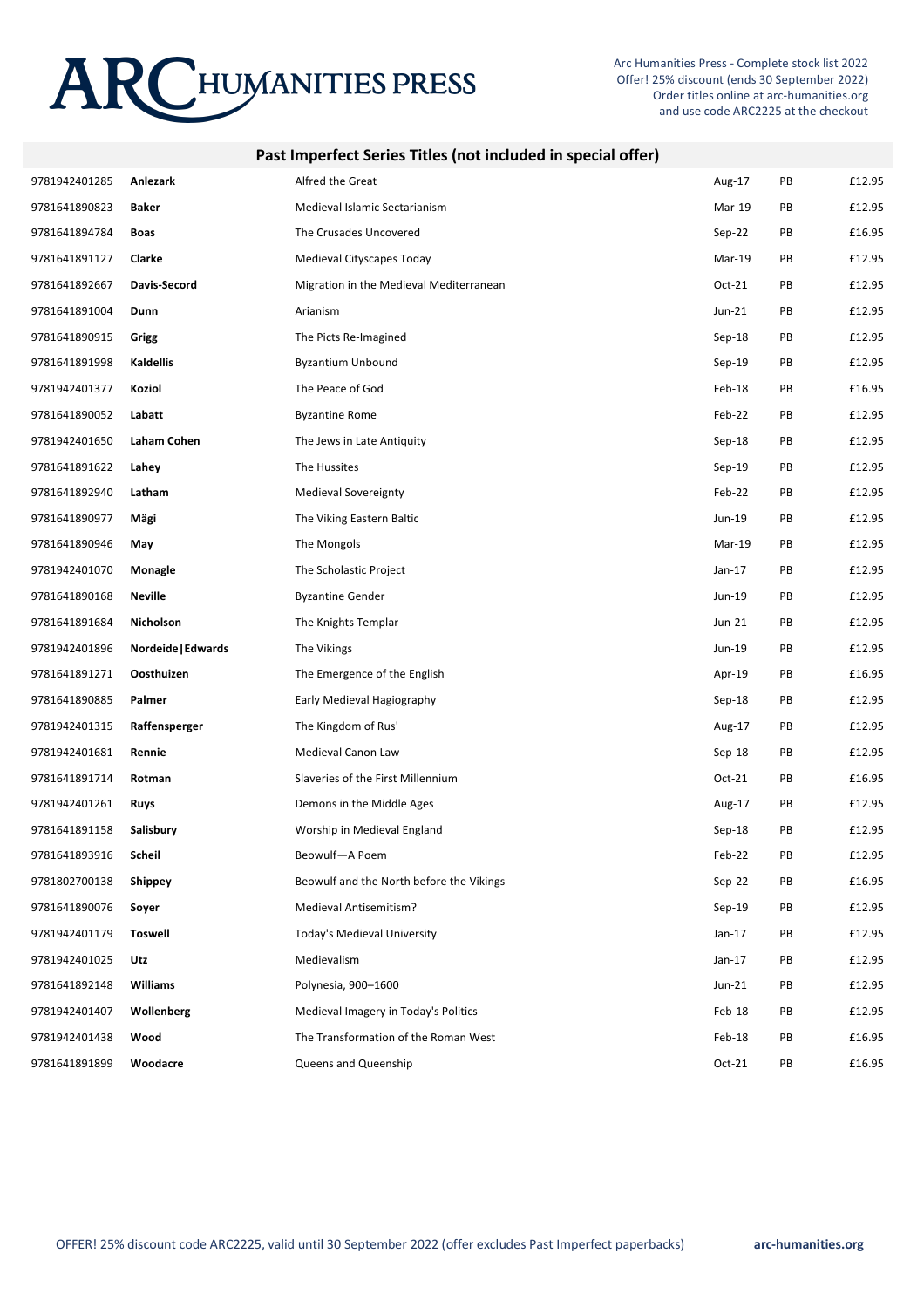## Past Imperfect Series Titles (not included in special offer)

| | | | | | |
|---|---|---|---|---|---|
| 9781942401285 | **Anlezark** | Alfred the Great | Aug-17 | PB | £12.95 |
| 9781641890823 | **Baker** | Medieval Islamic Sectarianism | Mar-19 | PB | £12.95 |
| 9781641894784 | **Boas** | The Crusades Uncovered | Sep-22 | PB | £16.95 |
| 9781641891127 | **Clarke** | Medieval Cityscapes Today | Mar-19 | PB | £12.95 |
| 9781641892667 | **Davis-Secord** | Migration in the Medieval Mediterranean | Oct-21 | PB | £12.95 |
| 9781641891004 | **Dunn** | Arianism | Jun-21 | PB | £12.95 |
| 9781641890915 | **Grigg** | The Picts Re-Imagined | Sep-18 | PB | £12.95 |
| 9781641891998 | **Kaldellis** | Byzantium Unbound | Sep-19 | PB | £12.95 |
| 9781942401377 | **Koziol** | The Peace of God | Feb-18 | PB | £16.95 |
| 9781641890052 | **Labatt** | Byzantine Rome | Feb-22 | PB | £12.95 |
| 9781942401650 | **Laham Cohen** | The Jews in Late Antiquity | Sep-18 | PB | £12.95 |
| 9781641891622 | **Lahey** | The Hussites | Sep-19 | PB | £12.95 |
| 9781641892940 | **Latham** | Medieval Sovereignty | Feb-22 | PB | £12.95 |
| 9781641890977 | **Mägi** | The Viking Eastern Baltic | Jun-19 | PB | £12.95 |
| 9781641890946 | **May** | The Mongols | Mar-19 | PB | £12.95 |
| 9781942401070 | **Monagle** | The Scholastic Project | Jan-17 | PB | £12.95 |
| 9781641890168 | **Neville** | Byzantine Gender | Jun-19 | PB | £12.95 |
| 9781641891684 | **Nicholson** | The Knights Templar | Jun-21 | PB | £12.95 |
| 9781942401896 | **Nordeide\|Edwards** | The Vikings | Jun-19 | PB | £12.95 |
| 9781641891271 | **Oosthuizen** | The Emergence of the English | Apr-19 | PB | £16.95 |
| 9781641890885 | **Palmer** | Early Medieval Hagiography | Sep-18 | PB | £12.95 |
| 9781942401315 | **Raffensperger** | The Kingdom of Rus' | Aug-17 | PB | £12.95 |
| 9781942401681 | **Rennie** | Medieval Canon Law | Sep-18 | PB | £12.95 |
| 9781641891714 | **Rotman** | Slaveries of the First Millennium | Oct-21 | PB | £16.95 |
| 9781942401261 | **Ruys** | Demons in the Middle Ages | Aug-17 | PB | £12.95 |
| 9781641891158 | **Salisbury** | Worship in Medieval England | Sep-18 | PB | £12.95 |
| 9781641893916 | **Scheil** | Beowulf—A Poem | Feb-22 | PB | £12.95 |
| 9781802700138 | **Shippey** | Beowulf and the North before the Vikings | Sep-22 | PB | £16.95 |
| 9781641890076 | **Soyer** | Medieval Antisemitism? | Sep-19 | PB | £12.95 |
| 9781942401179 | **Toswell** | Today's Medieval University | Jan-17 | PB | £12.95 |
| 9781942401025 | **Utz** | Medievalism | Jan-17 | PB | £12.95 |
| 9781641892148 | **Williams** | Polynesia, 900–1600 | Jun-21 | PB | £12.95 |
| 9781942401407 | **Wollenberg** | Medieval Imagery in Today's Politics | Feb-18 | PB | £12.95 |
| 9781942401438 | **Wood** | The Transformation of the Roman West | Feb-18 | PB | £16.95 |
| 9781641891899 | **Woodacre** | Queens and Queenship | Oct-21 | PB | £16.95 |